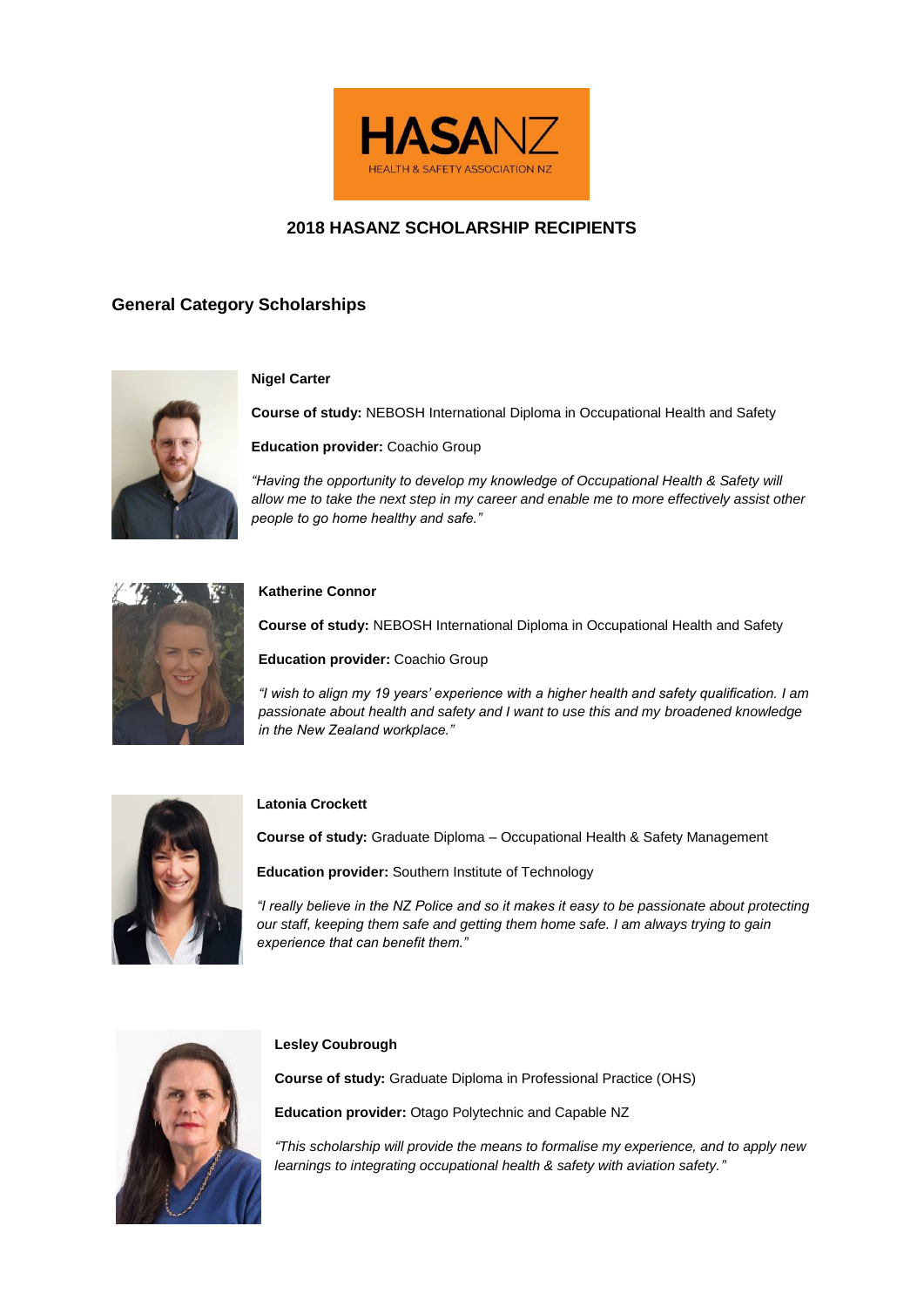HASANZ

HEALTH & SAFETY ASSOCIATION NZ

# 2018 HASANZ SCHOLARSHIP RECIPIENTS

## General Category Scholarships

**Nigel Carter**

**Course of study:** NEBOSH International Diploma in Occupational Health and Safety

**Education provider:** Coachio Group

*"Having the opportunity to develop my knowledge of Occupational Health & Safety will allow me to take the next step in my career and enable me to more effectively assist other people to go home healthy and safe."*

**Katherine Connor**

**Course of study:** NEBOSH International Diploma in Occupational Health and Safety

**Education provider:** Coachio Group

*"I wish to align my 19 years' experience with a higher health and safety qualification. I am passionate about health and safety and I want to use this and my broadened knowledge in the New Zealand workplace."*

**Latonia Crockett**

**Course of study:** Graduate Diploma – Occupational Health & Safety Management

**Education provider:** Southern Institute of Technology

*"I really believe in the NZ Police and so it makes it easy to be passionate about protecting our staff, keeping them safe and getting them home safe. I am always trying to gain experience that can benefit them."*

**Lesley Coubrough**

**Course of study:** Graduate Diploma in Professional Practice (OHS)

**Education provider:** Otago Polytechnic and Capable NZ

*"This scholarship will provide the means to formalise my experience, and to apply new learnings to integrating occupational health & safety with aviation safety."*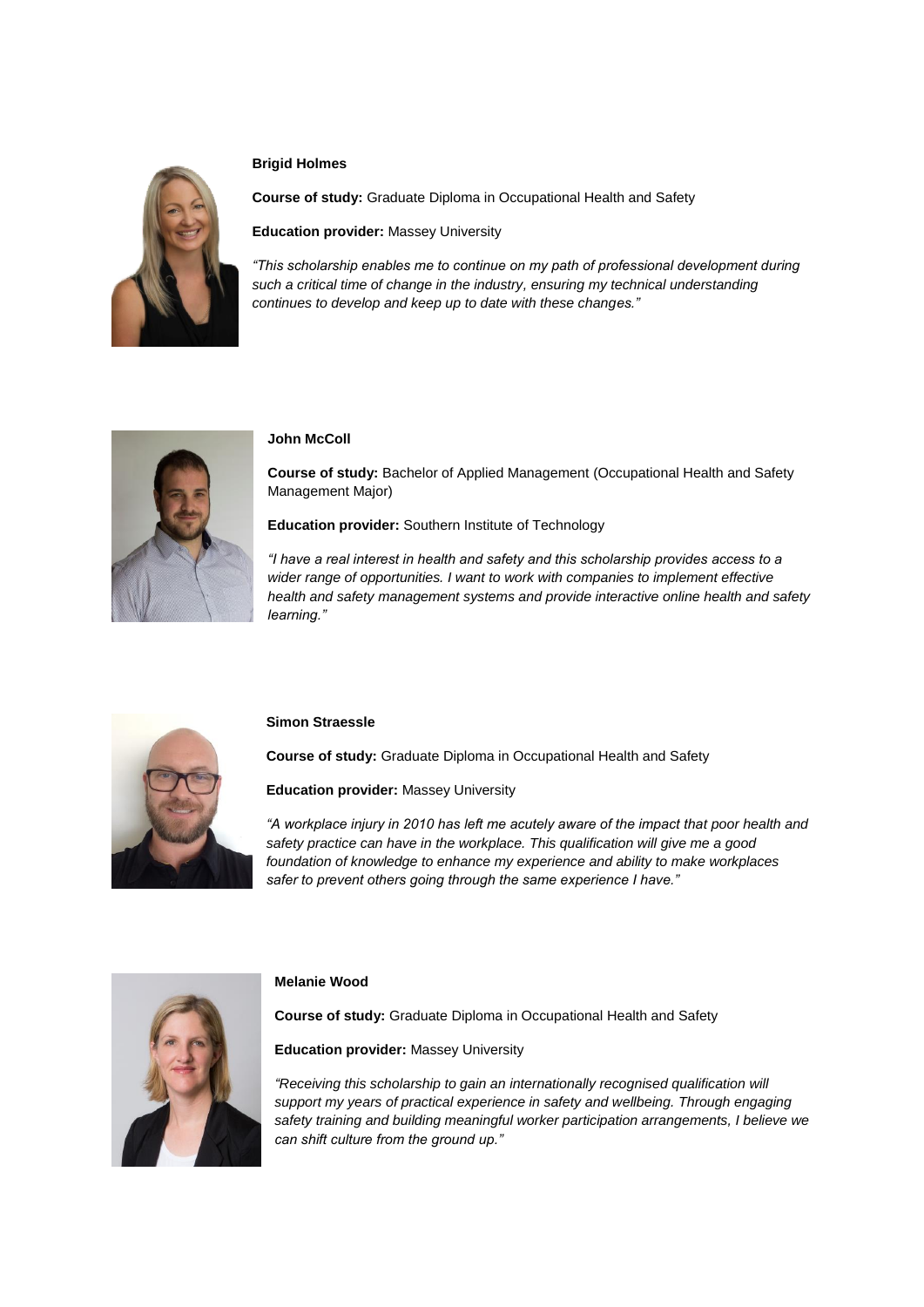**Brigid Holmes**

**Course of study:** Graduate Diploma in Occupational Health and Safety

**Education provider:** Massey University

*"This scholarship enables me to continue on my path of professional development during such a critical time of change in the industry, ensuring my technical understanding continues to develop and keep up to date with these changes."*

**John McColl**

**Course of study:** Bachelor of Applied Management (Occupational Health and Safety Management Major)

**Education provider:** Southern Institute of Technology

*"I have a real interest in health and safety and this scholarship provides access to a wider range of opportunities. I want to work with companies to implement effective health and safety management systems and provide interactive online health and safety learning."*

**Simon Straessle**

**Course of study:** Graduate Diploma in Occupational Health and Safety

**Education provider:** Massey University

*"A workplace injury in 2010 has left me acutely aware of the impact that poor health and safety practice can have in the workplace. This qualification will give me a good foundation of knowledge to enhance my experience and ability to make workplaces safer to prevent others going through the same experience I have."*

**Melanie Wood**

**Course of study:** Graduate Diploma in Occupational Health and Safety

**Education provider:** Massey University

*"Receiving this scholarship to gain an internationally recognised qualification will support my years of practical experience in safety and wellbeing. Through engaging safety training and building meaningful worker participation arrangements, I believe we can shift culture from the ground up."*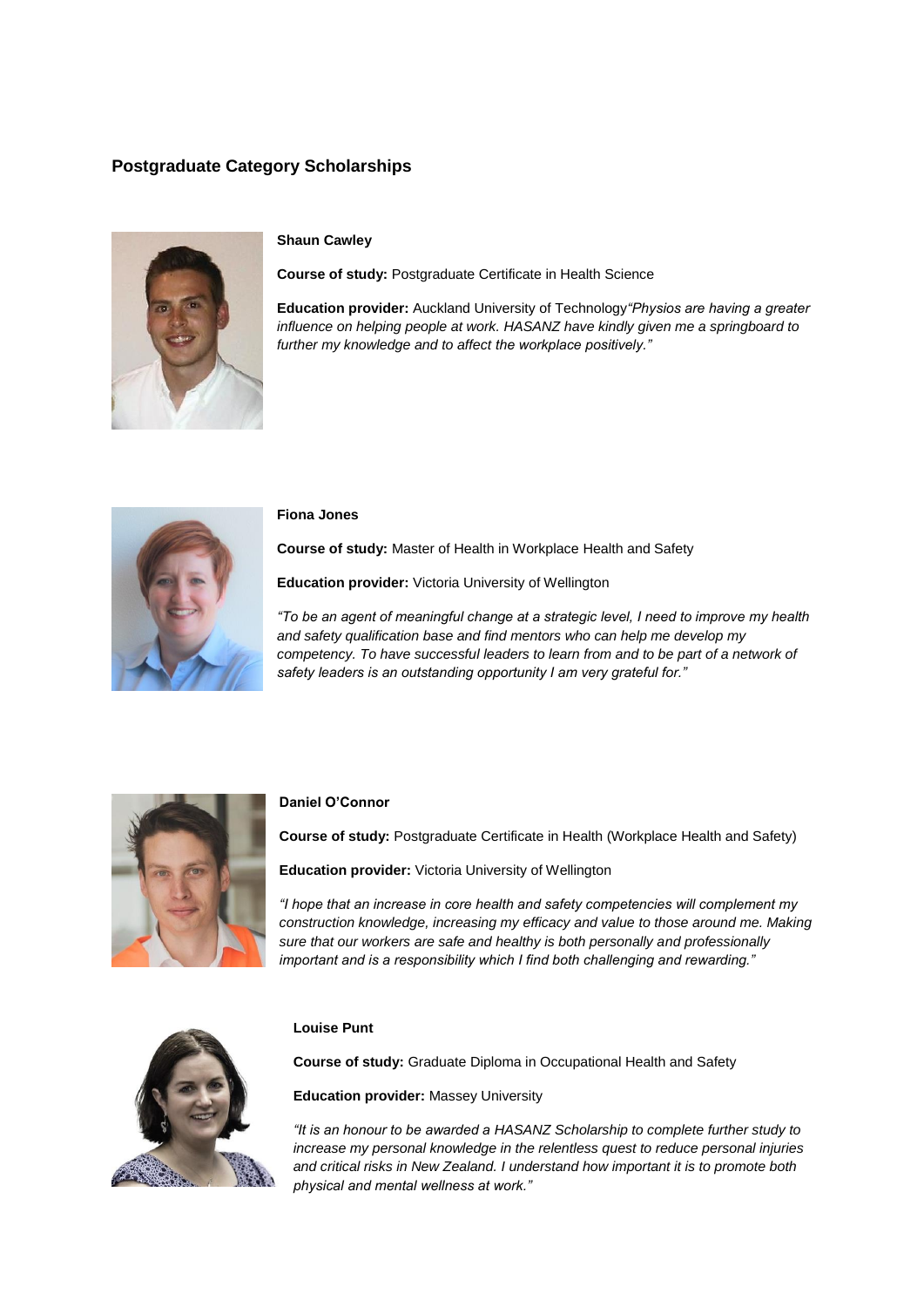## Postgraduate Category Scholarships

**Shaun Cawley**

**Course of study:** Postgraduate Certificate in Health Science

**Education provider:** Auckland University of Technology*"Physios are having a greater influence on helping people at work. HASANZ have kindly given me a springboard to further my knowledge and to affect the workplace positively."*

**Fiona Jones**

**Course of study:** Master of Health in Workplace Health and Safety

**Education provider:** Victoria University of Wellington

*"To be an agent of meaningful change at a strategic level, I need to improve my health and safety qualification base and find mentors who can help me develop my competency. To have successful leaders to learn from and to be part of a network of safety leaders is an outstanding opportunity I am very grateful for."*

**Daniel O'Connor**

**Course of study:** Postgraduate Certificate in Health (Workplace Health and Safety)

**Education provider:** Victoria University of Wellington

*"I hope that an increase in core health and safety competencies will complement my construction knowledge, increasing my efficacy and value to those around me. Making sure that our workers are safe and healthy is both personally and professionally important and is a responsibility which I find both challenging and rewarding."*

**Louise Punt**

**Course of study:** Graduate Diploma in Occupational Health and Safety

**Education provider:** Massey University

*"It is an honour to be awarded a HASANZ Scholarship to complete further study to increase my personal knowledge in the relentless quest to reduce personal injuries and critical risks in New Zealand. I understand how important it is to promote both physical and mental wellness at work."*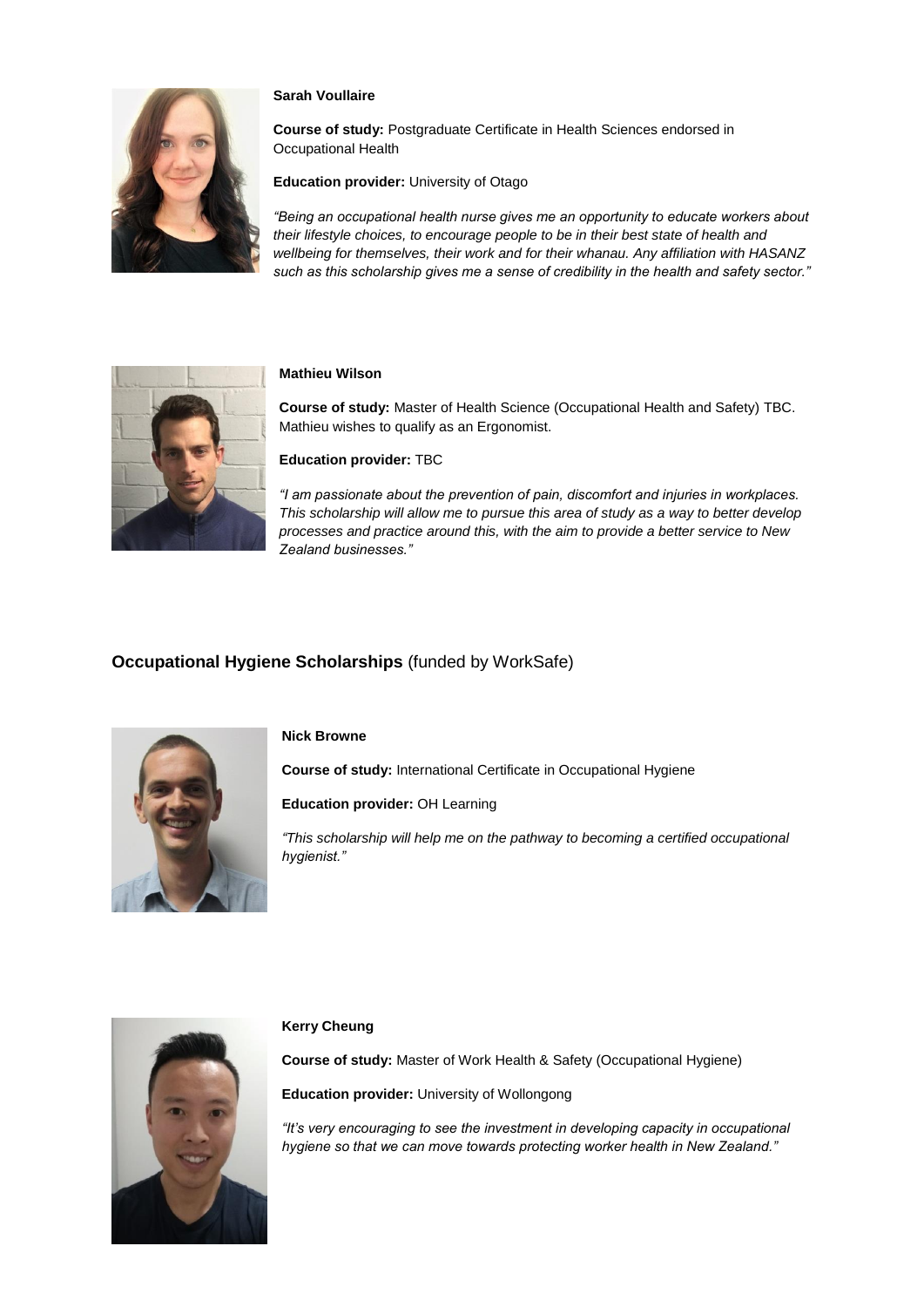**Sarah Voullaire**

**Course of study:** Postgraduate Certificate in Health Sciences endorsed in Occupational Health

**Education provider:** University of Otago

*"Being an occupational health nurse gives me an opportunity to educate workers about their lifestyle choices, to encourage people to be in their best state of health and wellbeing for themselves, their work and for their whanau. Any affiliation with HASANZ such as this scholarship gives me a sense of credibility in the health and safety sector."*

**Mathieu Wilson**

**Course of study:** Master of Health Science (Occupational Health and Safety) TBC. Mathieu wishes to qualify as an Ergonomist.

**Education provider:** TBC

*"I am passionate about the prevention of pain, discomfort and injuries in workplaces. This scholarship will allow me to pursue this area of study as a way to better develop processes and practice around this, with the aim to provide a better service to New Zealand businesses."*

## **Occupational Hygiene Scholarships** (funded by WorkSafe)

**Nick Browne**

**Course of study:** International Certificate in Occupational Hygiene

**Education provider:** OH Learning

*"This scholarship will help me on the pathway to becoming a certified occupational hygienist."*

**Kerry Cheung**

**Course of study:** Master of Work Health & Safety (Occupational Hygiene)

**Education provider:** University of Wollongong

*"It's very encouraging to see the investment in developing capacity in occupational hygiene so that we can move towards protecting worker health in New Zealand."*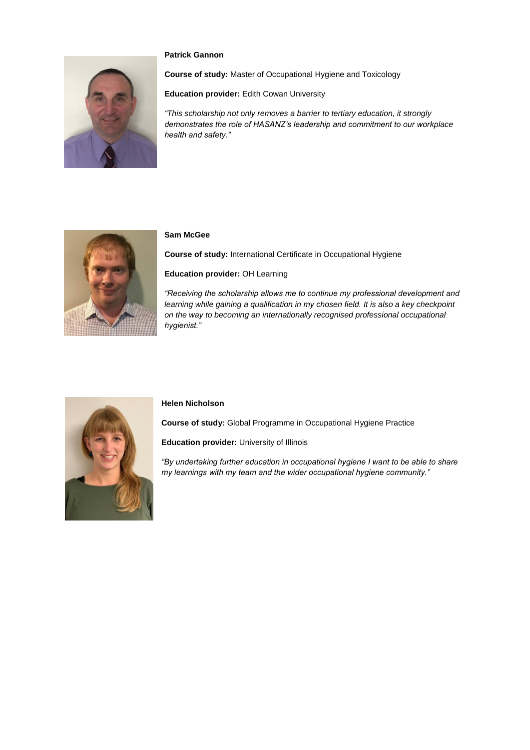**Patrick Gannon**

**Course of study:** Master of Occupational Hygiene and Toxicology

**Education provider:** Edith Cowan University

*"This scholarship not only removes a barrier to tertiary education, it strongly demonstrates the role of HASANZ's leadership and commitment to our workplace health and safety."*

**Sam McGee**

**Course of study:** International Certificate in Occupational Hygiene

**Education provider:** OH Learning

*"Receiving the scholarship allows me to continue my professional development and learning while gaining a qualification in my chosen field. It is also a key checkpoint on the way to becoming an internationally recognised professional occupational hygienist."*

**Helen Nicholson**

**Course of study:** Global Programme in Occupational Hygiene Practice

**Education provider:** University of Illinois

*"By undertaking further education in occupational hygiene I want to be able to share my learnings with my team and the wider occupational hygiene community."*